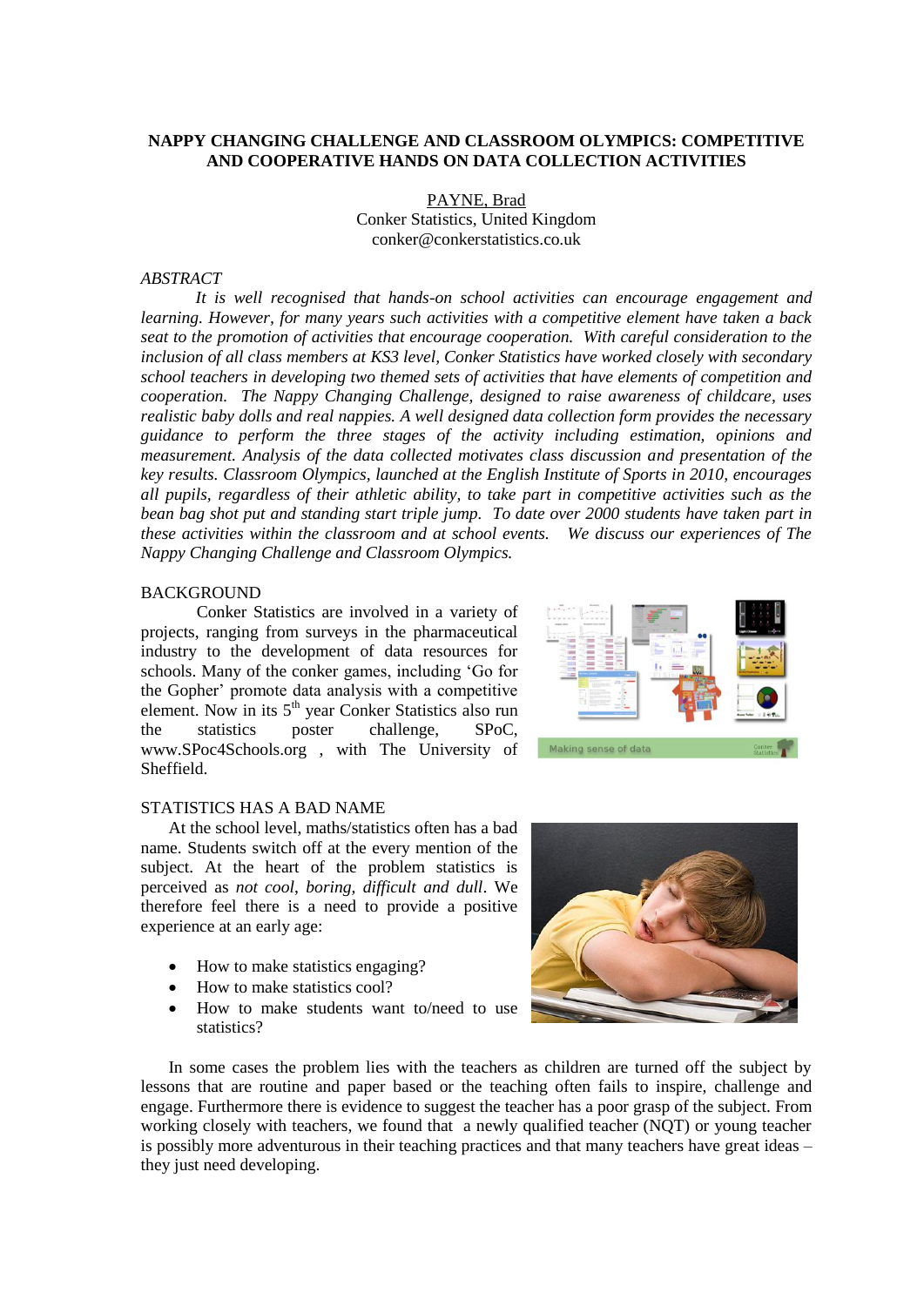# NAPPY CHANGING CHALLENGE AND CLASSROOM OLYMPICS: COMPETITIVE AND COOPERATIVE HANDS ON DATA COLLECTION ACTIVITIES

PAYNE, Brad
Conker Statistics, United Kingdom
conker@conkerstatistics.co.uk

*ABSTRACT*

*It is well recognised that hands-on school activities can encourage engagement and learning. However, for many years such activities with a competitive element have taken a back seat to the promotion of activities that encourage cooperation. With careful consideration to the inclusion of all class members at KS3 level, Conker Statistics have worked closely with secondary school teachers in developing two themed sets of activities that have elements of competition and cooperation. The Nappy Changing Challenge, designed to raise awareness of childcare, uses realistic baby dolls and real nappies. A well designed data collection form provides the necessary guidance to perform the three stages of the activity including estimation, opinions and measurement. Analysis of the data collected motivates class discussion and presentation of the key results. Classroom Olympics, launched at the English Institute of Sports in 2010, encourages all pupils, regardless of their athletic ability, to take part in competitive activities such as the bean bag shot put and standing start triple jump. To date over 2000 students have taken part in these activities within the classroom and at school events. We discuss our experiences of The Nappy Changing Challenge and Classroom Olympics.*

## BACKGROUND

Conker Statistics are involved in a variety of projects, ranging from surveys in the pharmaceutical industry to the development of data resources for schools. Many of the conker games, including 'Go for the Gopher' promote data analysis with a competitive element. Now in its 5th year Conker Statistics also run the statistics poster challenge, SPoC, www.SPoc4Schools.org , with The University of Sheffield.

## STATISTICS HAS A BAD NAME

At the school level, maths/statistics often has a bad name. Students switch off at the every mention of the subject. At the heart of the problem statistics is perceived as *not cool*, *boring*, *difficult and dull*. We therefore feel there is a need to provide a positive experience at an early age:

- How to make statistics engaging?
- How to make statistics cool?
- How to make students want to/need to use statistics?

In some cases the problem lies with the teachers as children are turned off the subject by lessons that are routine and paper based or the teaching often fails to inspire, challenge and engage. Furthermore there is evidence to suggest the teacher has a poor grasp of the subject. From working closely with teachers, we found that a newly qualified teacher (NQT) or young teacher is possibly more adventurous in their teaching practices and that many teachers have great ideas – they just need developing.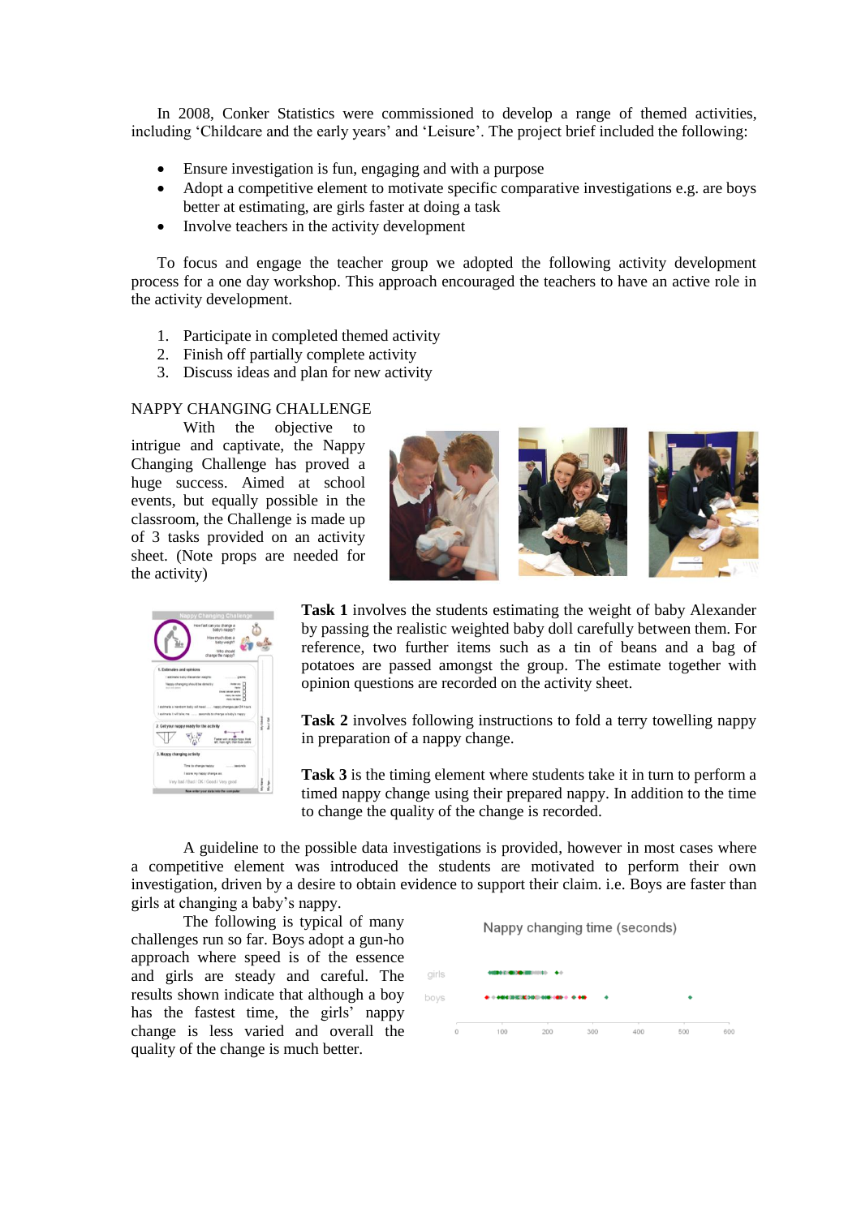In 2008, Conker Statistics were commissioned to develop a range of themed activities, including 'Childcare and the early years' and 'Leisure'. The project brief included the following:

- Ensure investigation is fun, engaging and with a purpose
- Adopt a competitive element to motivate specific comparative investigations e.g. are boys better at estimating, are girls faster at doing a task
- Involve teachers in the activity development

To focus and engage the teacher group we adopted the following activity development process for a one day workshop. This approach encouraged the teachers to have an active role in the activity development.

1. Participate in completed themed activity
2. Finish off partially complete activity
3. Discuss ideas and plan for new activity

NAPPY CHANGING CHALLENGE

With the objective to intrigue and captivate, the Nappy Changing Challenge has proved a huge success. Aimed at school events, but equally possible in the classroom, the Challenge is made up of 3 tasks provided on an activity sheet. (Note props are needed for the activity)

**Task 1** involves the students estimating the weight of baby Alexander by passing the realistic weighted baby doll carefully between them. For reference, two further items such as a tin of beans and a bag of potatoes are passed amongst the group. The estimate together with opinion questions are recorded on the activity sheet.

**Task 2** involves following instructions to fold a terry towelling nappy in preparation of a nappy change.

**Task 3** is the timing element where students take it in turn to perform a timed nappy change using their prepared nappy. In addition to the time to change the quality of the change is recorded.

A guideline to the possible data investigations is provided, however in most cases where a competitive element was introduced the students are motivated to perform their own investigation, driven by a desire to obtain evidence to support their claim. i.e. Boys are faster than girls at changing a baby's nappy.

The following is typical of many challenges run so far. Boys adopt a gun-ho approach where speed is of the essence and girls are steady and careful. The results shown indicate that although a boy has the fastest time, the girls' nappy change is less varied and overall the quality of the change is much better.

Nappy changing time (seconds)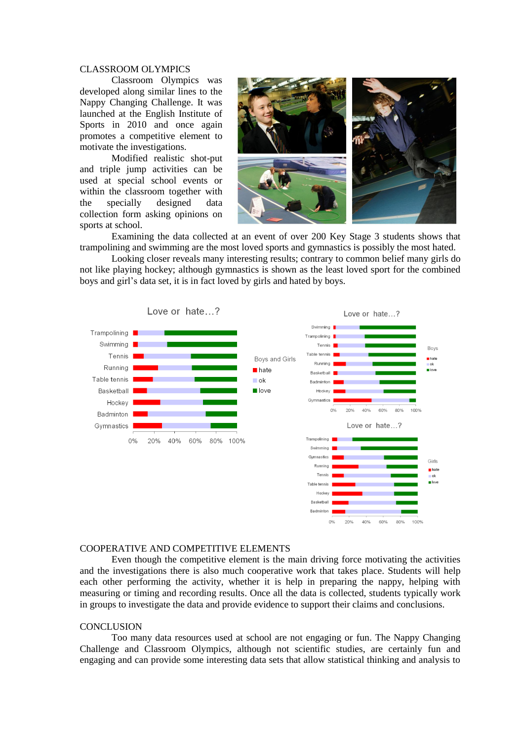CLASSROOM OLYMPICS

Classroom Olympics was developed along similar lines to the Nappy Changing Challenge. It was launched at the English Institute of Sports in 2010 and once again promotes a competitive element to motivate the investigations.

Modified realistic shot-put and triple jump activities can be used at special school events or within the classroom together with the specially designed data collection form asking opinions on sports at school.

Examining the data collected at an event of over 200 Key Stage 3 students shows that trampolining and swimming are the most loved sports and gymnastics is possibly the most hated.

Looking closer reveals many interesting results; contrary to common belief many girls do not like playing hockey; although gymnastics is shown as the least loved sport for the combined boys and girl's data set, it is in fact loved by girls and hated by boys.

COOPERATIVE AND COMPETITIVE ELEMENTS

Even though the competitive element is the main driving force motivating the activities and the investigations there is also much cooperative work that takes place. Students will help each other performing the activity, whether it is help in preparing the nappy, helping with measuring or timing and recording results. Once all the data is collected, students typically work in groups to investigate the data and provide evidence to support their claims and conclusions.

CONCLUSION

Too many data resources used at school are not engaging or fun. The Nappy Changing Challenge and Classroom Olympics, although not scientific studies, are certainly fun and engaging and can provide some interesting data sets that allow statistical thinking and analysis to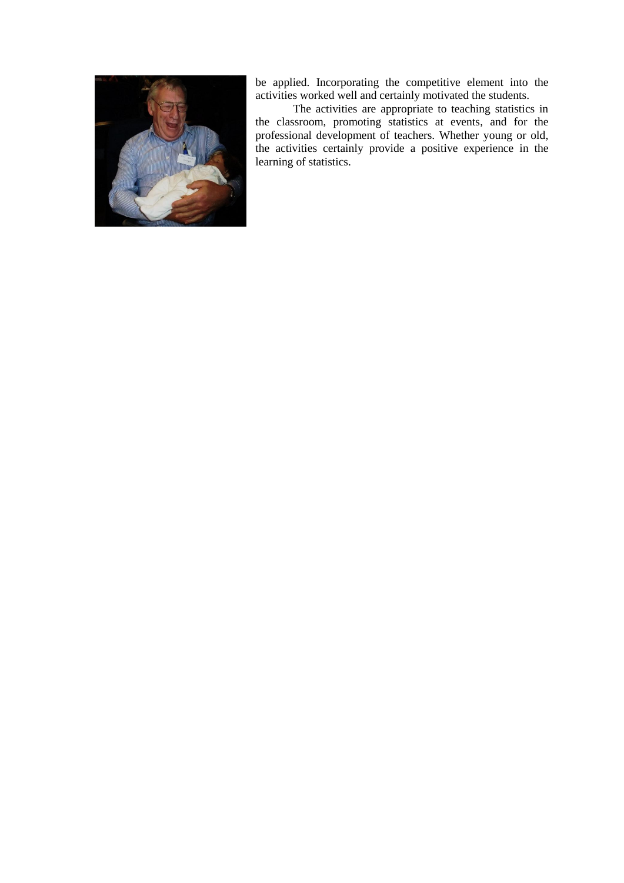be applied. Incorporating the competitive element into the activities worked well and certainly motivated the students.

The activities are appropriate to teaching statistics in the classroom, promoting statistics at events, and for the professional development of teachers. Whether young or old, the activities certainly provide a positive experience in the learning of statistics.